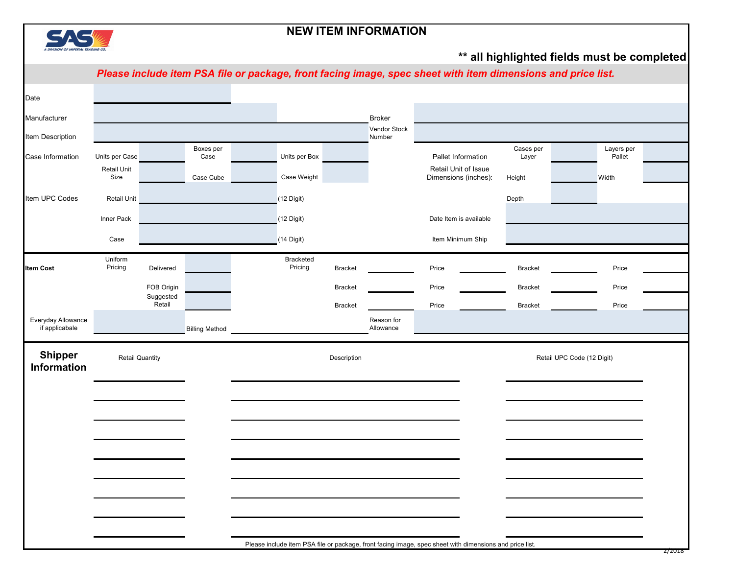# NEW ITEM INFORMATION

**\*\* all highlighted fields must be completed**

***Please include item PSA file or package, front facing image, spec sheet with item dimensions and price list.***

| | | | | | | | | | | | | | |
|---|---|---|---|---|---|---|---|---|---|---|---|---|---|
| Date | | | | | | | | | | | | | |
| Manufacturer | | | | | | | | Broker | | | | | |
| Item Description | | | | | | | | Vendor Stock Number | | | | | |
| Case Information | Units per Case | | Boxes per Case | | Units per Box | | | | Pallet Information | | Cases per Layer | | Layers per Pallet |
| | Retail Unit Size | | Case Cube | | Case Weight | | | | Retail Unit of Issue Dimensions (inches): | | Height | | Width |
| Item UPC Codes | Retail Unit | | | | (12 Digit) | | | | | | Depth | | |
| | Inner Pack | | | | (12 Digit) | | | | Date Item is available | | | | |
| | Case | | | | (14 Digit) | | | | Item Minimum Ship | | | | |

| | | | | | | | | | | | | | |
|---|---|---|---|---|---|---|---|---|---|---|---|---|---|
| **Item Cost** | Uniform Pricing | Delivered | | | Bracketed Pricing | | Bracket | | Price | | Bracket | | Price |
| | | FOB Origin | | | | | Bracket | | Price | | Bracket | | Price |
| | | Suggested Retail | | | | | Bracket | | Price | | Bracket | | Price |
| Everyday Allowance if applicabale | | | Billing Method | | | | | Reason for Allowance | | | | | |

## Shipper Information

| Retail Quantity | Description | Retail UPC Code (12 Digit) |
|---|---|---|
| | | |
| | | |
| | | |
| | | |
| | | |
| | | |
| | | |
| | | |
| | | |

Please include item PSA file or package, front facing image, spec sheet with dimensions and price list.

2/2018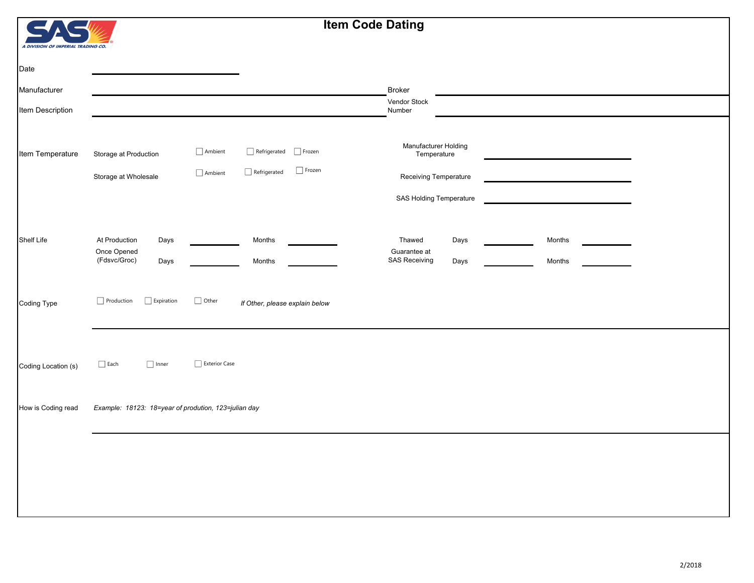SAS
A DIVISION OF IMPERIAL TRADING CO.

# Item Code Dating

Date ______________________

Manufacturer ______________________ Broker ______________________

Item Description ______________________ Vendor Stock Number ______________________

**Item Temperature**

Storage at Production ☐ Ambient ☐ Refrigerated ☐ Frozen

Storage at Wholesale ☐ Ambient ☐ Refrigerated ☐ Frozen

Manufacturer Holding Temperature ______________________

Receiving Temperature ______________________

SAS Holding Temperature ______________________

**Shelf Life**

At Production Days ________ Months ________

Once Opened (Fdsvc/Groc) Days ________ Months ________

Thawed Days ________ Months ________

Guarantee at SAS Receiving Days ________ Months ________

**Coding Type** ☐ Production ☐ Expiration ☐ Other *If Other, please explain below*

______________________

**Coding Location (s)** ☐ Each ☐ Inner ☐ Exterior Case

**How is Coding read** *Example: 18123: 18=year of prodution, 123=julian day*

______________________

2/2018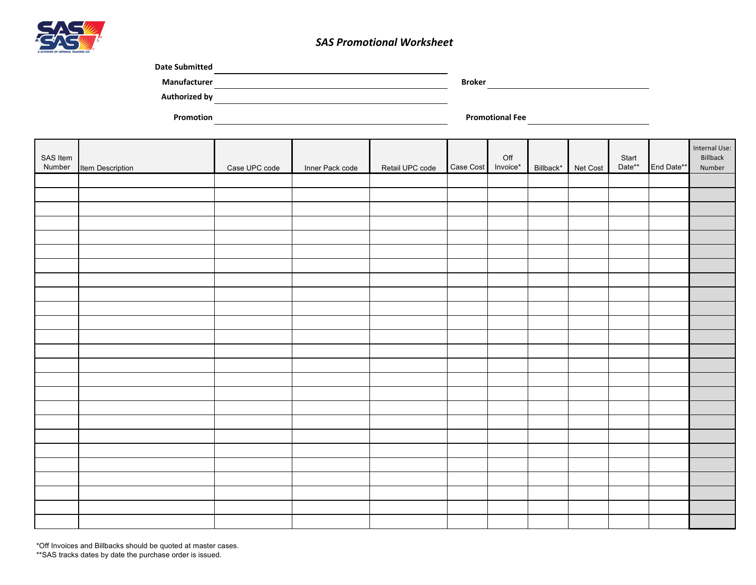# *SAS Promotional Worksheet*

**Date Submitted** \_\_\_\_\_\_\_\_\_\_\_\_\_\_\_\_\_\_\_\_\_\_\_\_\_\_\_\_\_\_

**Manufacturer** \_\_\_\_\_\_\_\_\_\_\_\_\_\_\_\_\_\_\_\_\_\_\_\_\_\_\_\_\_\_ **Broker** \_\_\_\_\_\_\_\_\_\_\_\_\_\_\_\_\_\_\_\_\_\_\_\_

**Authorized by** \_\_\_\_\_\_\_\_\_\_\_\_\_\_\_\_\_\_\_\_\_\_\_\_\_\_\_\_\_\_

**Promotion** \_\_\_\_\_\_\_\_\_\_\_\_\_\_\_\_\_\_\_\_\_\_\_\_\_\_\_\_\_\_ **Promotional Fee** \_\_\_\_\_\_\_\_\_\_\_\_\_\_\_\_\_\_\_\_\_\_\_\_

| SAS Item Number | Item Description | Case UPC code | Inner Pack code | Retail UPC code | Case Cost | Off Invoice* | Billback* | Net Cost | Start Date** | End Date** | Internal Use: Billback Number |
|---|---|---|---|---|---|---|---|---|---|---|---|
| | | | | | | | | | | | |
| | | | | | | | | | | | |
| | | | | | | | | | | | |
| | | | | | | | | | | | |
| | | | | | | | | | | | |
| | | | | | | | | | | | |
| | | | | | | | | | | | |
| | | | | | | | | | | | |
| | | | | | | | | | | | |
| | | | | | | | | | | | |
| | | | | | | | | | | | |
| | | | | | | | | | | | |
| | | | | | | | | | | | |
| | | | | | | | | | | | |
| | | | | | | | | | | | |
| | | | | | | | | | | | |
| | | | | | | | | | | | |
| | | | | | | | | | | | |
| | | | | | | | | | | | |
| | | | | | | | | | | | |
| | | | | | | | | | | | |
| | | | | | | | | | | | |
| | | | | | | | | | | | |
| | | | | | | | | | | | |
| | | | | | | | | | | | |

*Off Invoices and Billbacks should be quoted at master cases.
**SAS tracks dates by date the purchase order is issued.